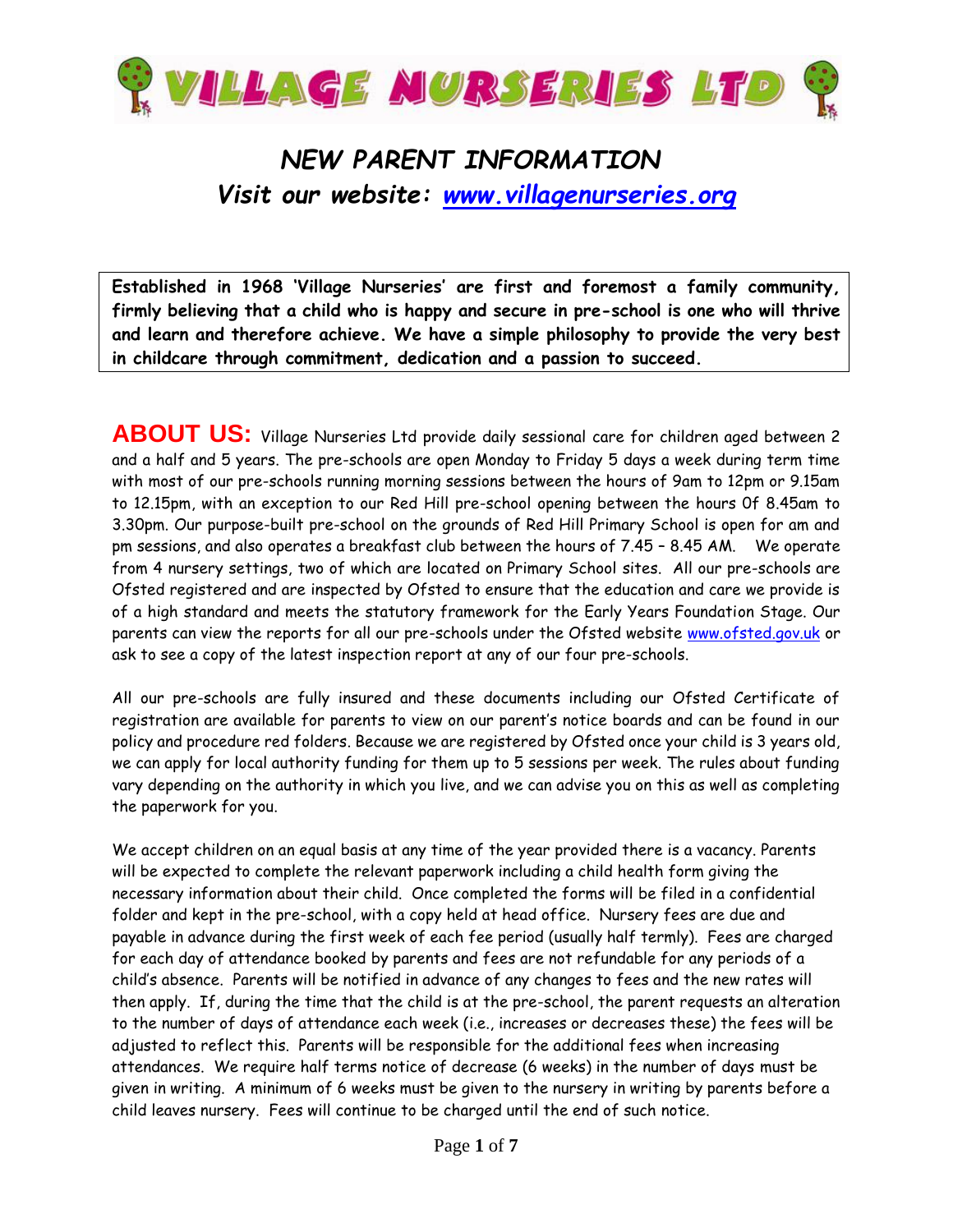# VILLAGE NURSERIES LTD

## *NEW PARENT INFORMATION*

### *Visit our website: [www.villagenurseries.org](http://www.villagenurseries.org)*

**Established in 1968 'Village Nurseries' are first and foremost a family community, firmly believing that a child who is happy and secure in pre-school is one who will thrive and learn and therefore achieve. We have a simple philosophy to provide the very best in childcare through commitment, dedication and a passion to succeed.**

**ABOUT US:** Village Nurseries Ltd provide daily sessional care for children aged between 2 and a half and 5 years. The pre-schools are open Monday to Friday 5 days a week during term time with most of our pre-schools running morning sessions between the hours of 9am to 12pm or 9.15am to 12.15pm, with an exception to our Red Hill pre-school opening between the hours 0f 8.45am to 3.30pm. Our purpose-built pre-school on the grounds of Red Hill Primary School is open for am and pm sessions, and also operates a breakfast club between the hours of 7.45 – 8.45 AM. We operate from 4 nursery settings, two of which are located on Primary School sites. All our pre-schools are Ofsted registered and are inspected by Ofsted to ensure that the education and care we provide is of a high standard and meets the statutory framework for the Early Years Foundation Stage. Our parents can view the reports for all our pre-schools under the Ofsted website [www.ofsted.gov.uk](http://www.ofsted.gov.uk) or ask to see a copy of the latest inspection report at any of our four pre-schools.

All our pre-schools are fully insured and these documents including our Ofsted Certificate of registration are available for parents to view on our parent's notice boards and can be found in our policy and procedure red folders. Because we are registered by Ofsted once your child is 3 years old, we can apply for local authority funding for them up to 5 sessions per week. The rules about funding vary depending on the authority in which you live, and we can advise you on this as well as completing the paperwork for you.

We accept children on an equal basis at any time of the year provided there is a vacancy. Parents will be expected to complete the relevant paperwork including a child health form giving the necessary information about their child. Once completed the forms will be filed in a confidential folder and kept in the pre-school, with a copy held at head office. Nursery fees are due and payable in advance during the first week of each fee period (usually half termly). Fees are charged for each day of attendance booked by parents and fees are not refundable for any periods of a child's absence. Parents will be notified in advance of any changes to fees and the new rates will then apply. If, during the time that the child is at the pre-school, the parent requests an alteration to the number of days of attendance each week (i.e., increases or decreases these) the fees will be adjusted to reflect this. Parents will be responsible for the additional fees when increasing attendances. We require half terms notice of decrease (6 weeks) in the number of days must be given in writing. A minimum of 6 weeks must be given to the nursery in writing by parents before a child leaves nursery. Fees will continue to be charged until the end of such notice.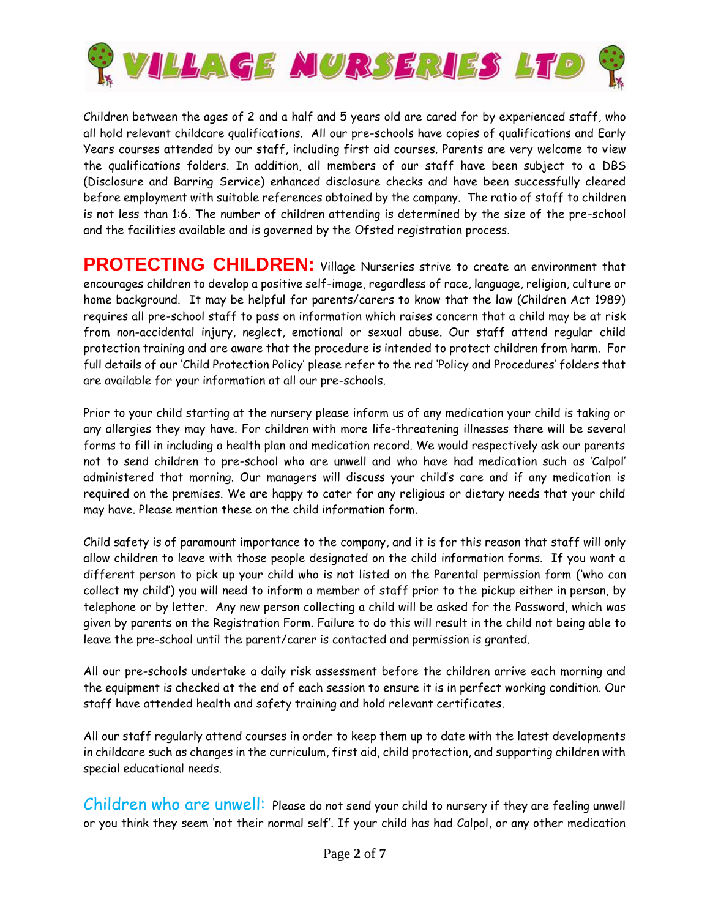Children between the ages of 2 and a half and 5 years old are cared for by experienced staff, who all hold relevant childcare qualifications. All our pre-schools have copies of qualifications and Early Years courses attended by our staff, including first aid courses. Parents are very welcome to view the qualifications folders. In addition, all members of our staff have been subject to a DBS (Disclosure and Barring Service) enhanced disclosure checks and have been successfully cleared before employment with suitable references obtained by the company. The ratio of staff to children is not less than 1:6. The number of children attending is determined by the size of the pre-school and the facilities available and is governed by the Ofsted registration process.

**PROTECTING CHILDREN:** Village Nurseries strive to create an environment that encourages children to develop a positive self-image, regardless of race, language, religion, culture or home background. It may be helpful for parents/carers to know that the law (Children Act 1989) requires all pre-school staff to pass on information which raises concern that a child may be at risk from non-accidental injury, neglect, emotional or sexual abuse. Our staff attend regular child protection training and are aware that the procedure is intended to protect children from harm. For full details of our 'Child Protection Policy' please refer to the red 'Policy and Procedures' folders that are available for your information at all our pre-schools.

Prior to your child starting at the nursery please inform us of any medication your child is taking or any allergies they may have. For children with more life-threatening illnesses there will be several forms to fill in including a health plan and medication record. We would respectively ask our parents not to send children to pre-school who are unwell and who have had medication such as 'Calpol' administered that morning. Our managers will discuss your child's care and if any medication is required on the premises. We are happy to cater for any religious or dietary needs that your child may have. Please mention these on the child information form.

Child safety is of paramount importance to the company, and it is for this reason that staff will only allow children to leave with those people designated on the child information forms. If you want a different person to pick up your child who is not listed on the Parental permission form ('who can collect my child') you will need to inform a member of staff prior to the pickup either in person, by telephone or by letter. Any new person collecting a child will be asked for the Password, which was given by parents on the Registration Form. Failure to do this will result in the child not being able to leave the pre-school until the parent/carer is contacted and permission is granted.

All our pre-schools undertake a daily risk assessment before the children arrive each morning and the equipment is checked at the end of each session to ensure it is in perfect working condition. Our staff have attended health and safety training and hold relevant certificates.

All our staff regularly attend courses in order to keep them up to date with the latest developments in childcare such as changes in the curriculum, first aid, child protection, and supporting children with special educational needs.

**Children who are unwell:** Please do not send your child to nursery if they are feeling unwell or you think they seem 'not their normal self'. If your child has had Calpol, or any other medication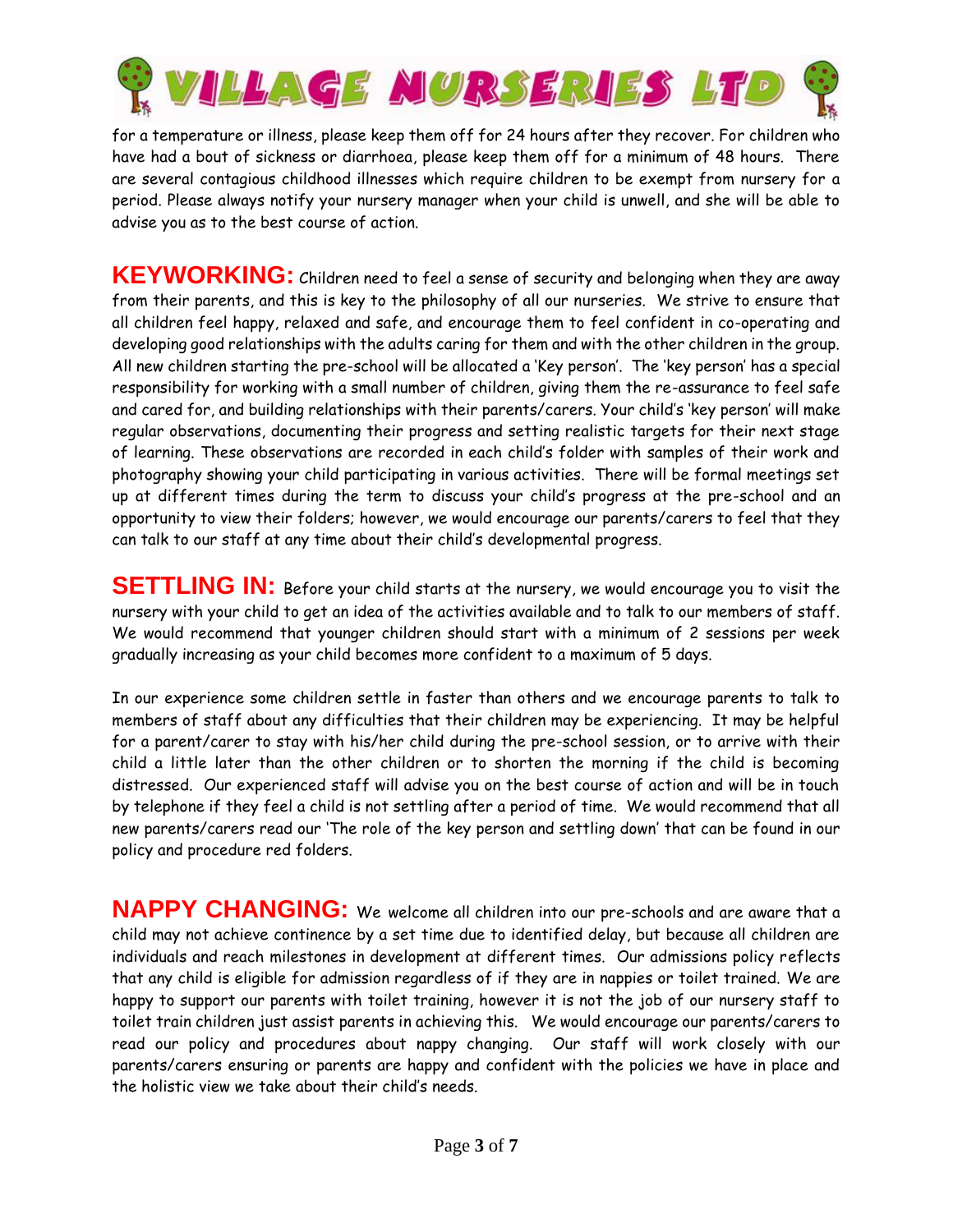for a temperature or illness, please keep them off for 24 hours after they recover. For children who have had a bout of sickness or diarrhoea, please keep them off for a minimum of 48 hours. There are several contagious childhood illnesses which require children to be exempt from nursery for a period. Please always notify your nursery manager when your child is unwell, and she will be able to advise you as to the best course of action.

**KEYWORKING:** Children need to feel a sense of security and belonging when they are away from their parents, and this is key to the philosophy of all our nurseries. We strive to ensure that all children feel happy, relaxed and safe, and encourage them to feel confident in co-operating and developing good relationships with the adults caring for them and with the other children in the group. All new children starting the pre-school will be allocated a 'Key person'. The 'key person' has a special responsibility for working with a small number of children, giving them the re-assurance to feel safe and cared for, and building relationships with their parents/carers. Your child's 'key person' will make regular observations, documenting their progress and setting realistic targets for their next stage of learning. These observations are recorded in each child's folder with samples of their work and photography showing your child participating in various activities. There will be formal meetings set up at different times during the term to discuss your child's progress at the pre-school and an opportunity to view their folders; however, we would encourage our parents/carers to feel that they can talk to our staff at any time about their child's developmental progress.

**SETTLING IN:** Before your child starts at the nursery, we would encourage you to visit the nursery with your child to get an idea of the activities available and to talk to our members of staff. We would recommend that younger children should start with a minimum of 2 sessions per week gradually increasing as your child becomes more confident to a maximum of 5 days.

In our experience some children settle in faster than others and we encourage parents to talk to members of staff about any difficulties that their children may be experiencing. It may be helpful for a parent/carer to stay with his/her child during the pre-school session, or to arrive with their child a little later than the other children or to shorten the morning if the child is becoming distressed. Our experienced staff will advise you on the best course of action and will be in touch by telephone if they feel a child is not settling after a period of time. We would recommend that all new parents/carers read our 'The role of the key person and settling down' that can be found in our policy and procedure red folders.

**NAPPY CHANGING:** We welcome all children into our pre-schools and are aware that a child may not achieve continence by a set time due to identified delay, but because all children are individuals and reach milestones in development at different times. Our admissions policy reflects that any child is eligible for admission regardless of if they are in nappies or toilet trained. We are happy to support our parents with toilet training, however it is not the job of our nursery staff to toilet train children just assist parents in achieving this. We would encourage our parents/carers to read our policy and procedures about nappy changing. Our staff will work closely with our parents/carers ensuring or parents are happy and confident with the policies we have in place and the holistic view we take about their child's needs.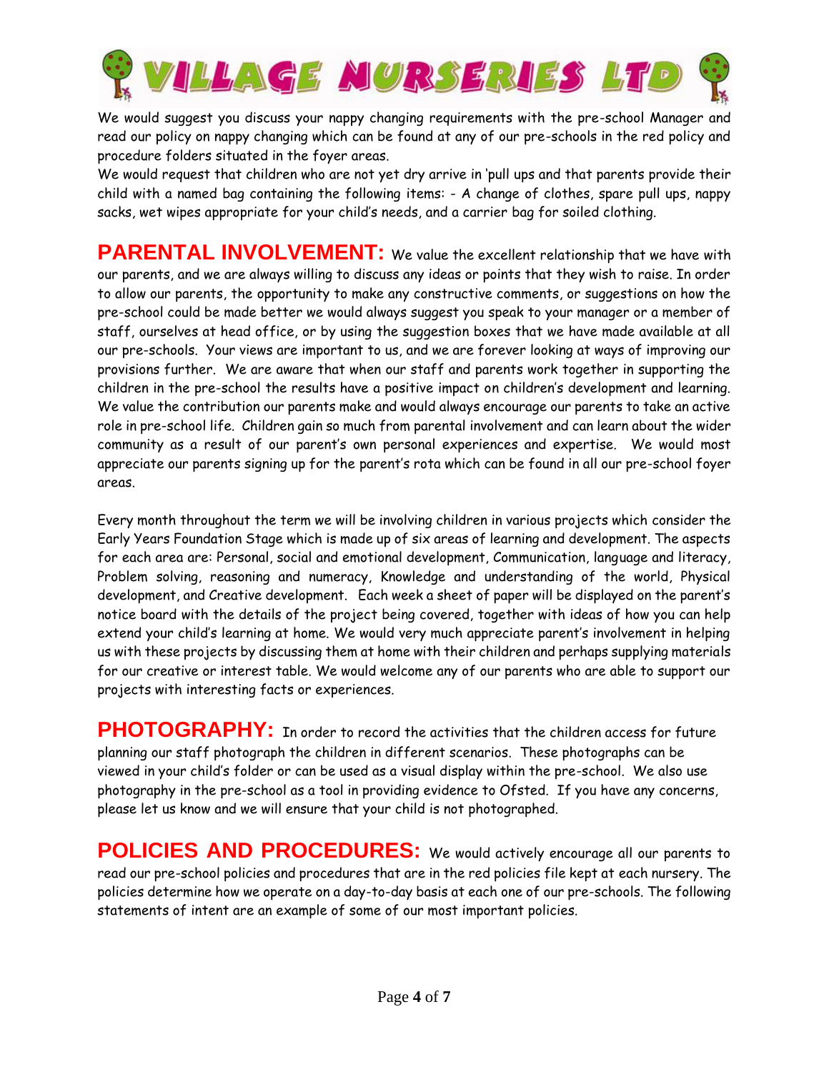We would suggest you discuss your nappy changing requirements with the pre-school Manager and read our policy on nappy changing which can be found at any of our pre-schools in the red policy and procedure folders situated in the foyer areas.

We would request that children who are not yet dry arrive in 'pull ups and that parents provide their child with a named bag containing the following items: - A change of clothes, spare pull ups, nappy sacks, wet wipes appropriate for your child's needs, and a carrier bag for soiled clothing.

**PARENTAL INVOLVEMENT:** We value the excellent relationship that we have with our parents, and we are always willing to discuss any ideas or points that they wish to raise. In order to allow our parents, the opportunity to make any constructive comments, or suggestions on how the pre-school could be made better we would always suggest you speak to your manager or a member of staff, ourselves at head office, or by using the suggestion boxes that we have made available at all our pre-schools. Your views are important to us, and we are forever looking at ways of improving our provisions further. We are aware that when our staff and parents work together in supporting the children in the pre-school the results have a positive impact on children's development and learning. We value the contribution our parents make and would always encourage our parents to take an active role in pre-school life. Children gain so much from parental involvement and can learn about the wider community as a result of our parent's own personal experiences and expertise. We would most appreciate our parents signing up for the parent's rota which can be found in all our pre-school foyer areas.

Every month throughout the term we will be involving children in various projects which consider the Early Years Foundation Stage which is made up of six areas of learning and development. The aspects for each area are: Personal, social and emotional development, Communication, language and literacy, Problem solving, reasoning and numeracy, Knowledge and understanding of the world, Physical development, and Creative development. Each week a sheet of paper will be displayed on the parent's notice board with the details of the project being covered, together with ideas of how you can help extend your child's learning at home. We would very much appreciate parent's involvement in helping us with these projects by discussing them at home with their children and perhaps supplying materials for our creative or interest table. We would welcome any of our parents who are able to support our projects with interesting facts or experiences.

**PHOTOGRAPHY:** In order to record the activities that the children access for future planning our staff photograph the children in different scenarios. These photographs can be viewed in your child's folder or can be used as a visual display within the pre-school. We also use photography in the pre-school as a tool in providing evidence to Ofsted. If you have any concerns, please let us know and we will ensure that your child is not photographed.

**POLICIES AND PROCEDURES:** We would actively encourage all our parents to read our pre-school policies and procedures that are in the red policies file kept at each nursery. The policies determine how we operate on a day-to-day basis at each one of our pre-schools. The following statements of intent are an example of some of our most important policies.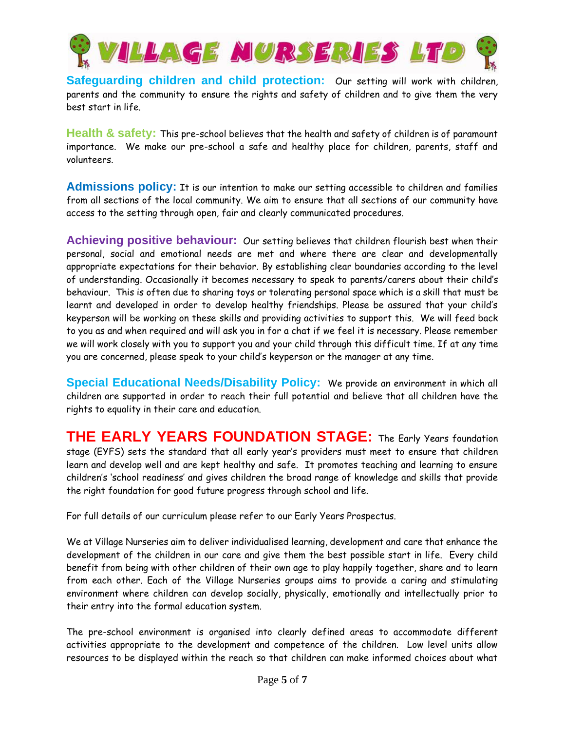# VILLAGE NURSERIES LTD

**Safeguarding children and child protection:** Our setting will work with children, parents and the community to ensure the rights and safety of children and to give them the very best start in life.

**Health & safety:** This pre-school believes that the health and safety of children is of paramount importance. We make our pre-school a safe and healthy place for children, parents, staff and volunteers.

**Admissions policy:** It is our intention to make our setting accessible to children and families from all sections of the local community. We aim to ensure that all sections of our community have access to the setting through open, fair and clearly communicated procedures.

**Achieving positive behaviour:** Our setting believes that children flourish best when their personal, social and emotional needs are met and where there are clear and developmentally appropriate expectations for their behavior. By establishing clear boundaries according to the level of understanding. Occasionally it becomes necessary to speak to parents/carers about their child's behaviour. This is often due to sharing toys or tolerating personal space which is a skill that must be learnt and developed in order to develop healthy friendships. Please be assured that your child's keyperson will be working on these skills and providing activities to support this. We will feed back to you as and when required and will ask you in for a chat if we feel it is necessary. Please remember we will work closely with you to support you and your child through this difficult time. If at any time you are concerned, please speak to your child's keyperson or the manager at any time.

**Special Educational Needs/Disability Policy:** We provide an environment in which all children are supported in order to reach their full potential and believe that all children have the rights to equality in their care and education.

## THE EARLY YEARS FOUNDATION STAGE:

The Early Years foundation stage (EYFS) sets the standard that all early year's providers must meet to ensure that children learn and develop well and are kept healthy and safe. It promotes teaching and learning to ensure children's 'school readiness' and gives children the broad range of knowledge and skills that provide the right foundation for good future progress through school and life.

For full details of our curriculum please refer to our Early Years Prospectus.

We at Village Nurseries aim to deliver individualised learning, development and care that enhance the development of the children in our care and give them the best possible start in life. Every child benefit from being with other children of their own age to play happily together, share and to learn from each other. Each of the Village Nurseries groups aims to provide a caring and stimulating environment where children can develop socially, physically, emotionally and intellectually prior to their entry into the formal education system.

The pre-school environment is organised into clearly defined areas to accommodate different activities appropriate to the development and competence of the children. Low level units allow resources to be displayed within the reach so that children can make informed choices about what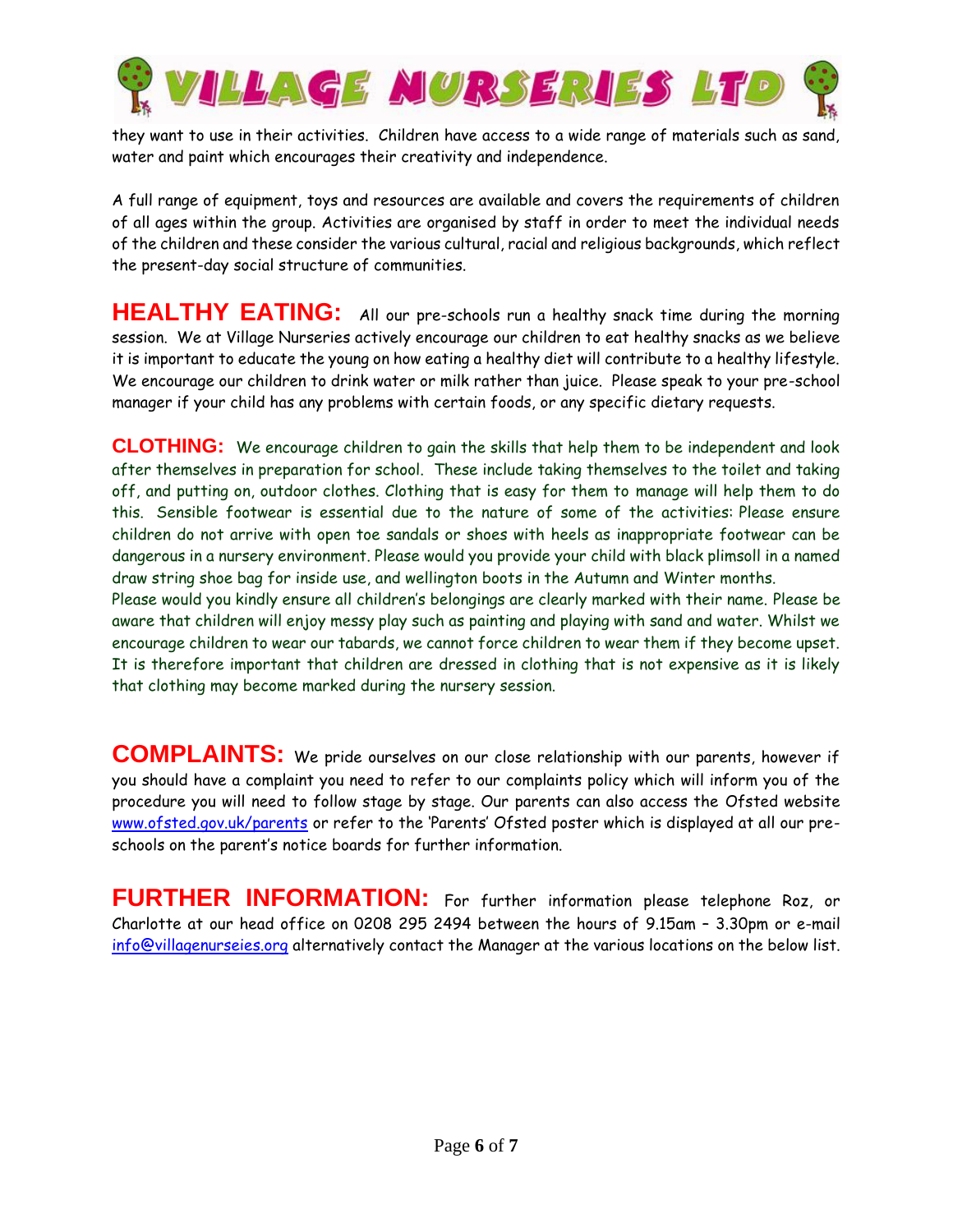they want to use in their activities. Children have access to a wide range of materials such as sand, water and paint which encourages their creativity and independence.

A full range of equipment, toys and resources are available and covers the requirements of children of all ages within the group. Activities are organised by staff in order to meet the individual needs of the children and these consider the various cultural, racial and religious backgrounds, which reflect the present-day social structure of communities.

**HEALTHY EATING:** All our pre-schools run a healthy snack time during the morning session. We at Village Nurseries actively encourage our children to eat healthy snacks as we believe it is important to educate the young on how eating a healthy diet will contribute to a healthy lifestyle. We encourage our children to drink water or milk rather than juice. Please speak to your pre-school manager if your child has any problems with certain foods, or any specific dietary requests.

**CLOTHING:** We encourage children to gain the skills that help them to be independent and look after themselves in preparation for school. These include taking themselves to the toilet and taking off, and putting on, outdoor clothes. Clothing that is easy for them to manage will help them to do this. Sensible footwear is essential due to the nature of some of the activities: Please ensure children do not arrive with open toe sandals or shoes with heels as inappropriate footwear can be dangerous in a nursery environment. Please would you provide your child with black plimsoll in a named draw string shoe bag for inside use, and wellington boots in the Autumn and Winter months.
Please would you kindly ensure all children's belongings are clearly marked with their name. Please be aware that children will enjoy messy play such as painting and playing with sand and water. Whilst we encourage children to wear our tabards, we cannot force children to wear them if they become upset. It is therefore important that children are dressed in clothing that is not expensive as it is likely that clothing may become marked during the nursery session.

**COMPLAINTS:** We pride ourselves on our close relationship with our parents, however if you should have a complaint you need to refer to our complaints policy which will inform you of the procedure you will need to follow stage by stage. Our parents can also access the Ofsted website www.ofsted.gov.uk/parents or refer to the 'Parents' Ofsted poster which is displayed at all our pre-schools on the parent's notice boards for further information.

**FURTHER INFORMATION:** For further information please telephone Roz, or Charlotte at our head office on 0208 295 2494 between the hours of 9.15am – 3.30pm or e-mail info@villagenurseies.org alternatively contact the Manager at the various locations on the below list.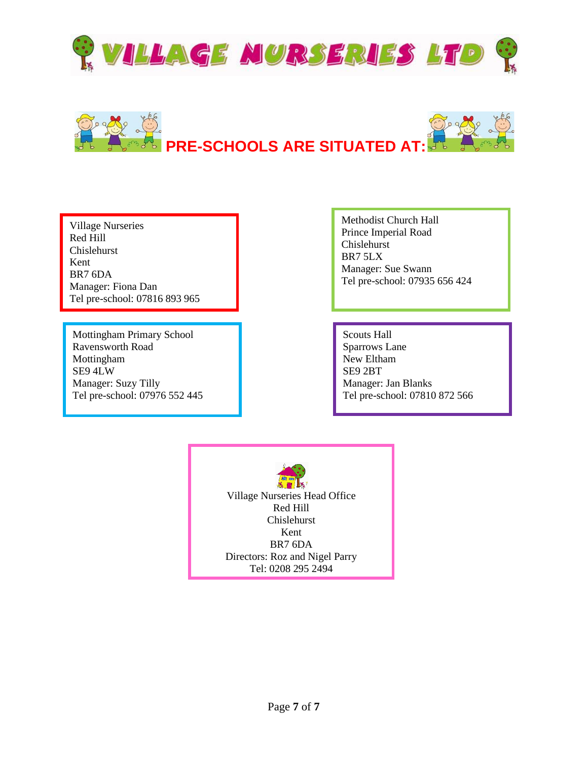# VILLAGE NURSERIES LTD

## PRE-SCHOOLS ARE SITUATED AT:

Village Nurseries
Red Hill
Chislehurst
Kent
BR7 6DA
Manager: Fiona Dan
Tel pre-school: 07816 893 965

Methodist Church Hall
Prince Imperial Road
Chislehurst
BR7 5LX
Manager: Sue Swann
Tel pre-school: 07935 656 424

Mottingham Primary School
Ravensworth Road
Mottingham
SE9 4LW
Manager: Suzy Tilly
Tel pre-school: 07976 552 445

Scouts Hall
Sparrows Lane
New Eltham
SE9 2BT
Manager: Jan Blanks
Tel pre-school: 07810 872 566

Village Nurseries Head Office
Red Hill
Chislehurst
Kent
BR7 6DA
Directors: Roz and Nigel Parry
Tel: 0208 295 2494